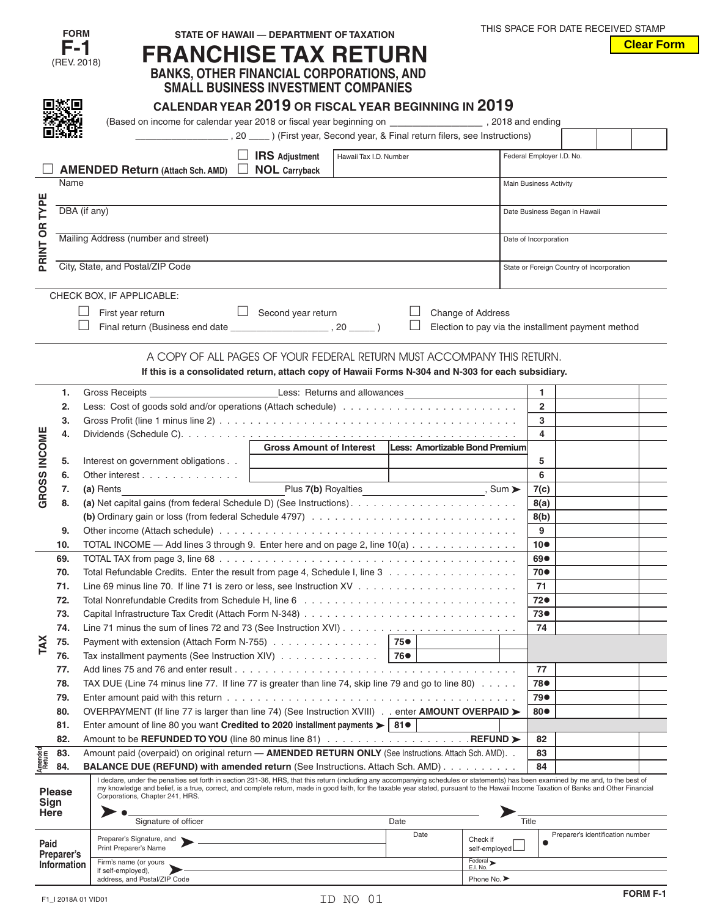FORM **F-1** (REV. 2018)

STATE OF HAWAII — DEPARTMENT OF TAXATION

THIS SPACE FOR DATE RECEIVED STAMP

Clear Form

# FRANCHISE TAX RETURN

## BANKS, OTHER FINANCIAL CORPORATIONS, AND SMALL BUSINESS INVESTMENT COMPANIES

### CALENDAR YEAR 2019 OR FISCAL YEAR BEGINNING IN 2019

(Based on income for calendar year 2018 or fiscal year beginning on _________________ , 2018 and ending _________________ , 20 ____ ) (First year, Second year, & Final return filers, see Instructions)

☐ **AMENDED Return** (Attach Sch. AMD) ☐ **IRS Adjustment** ☐ **NOL Carryback**

| | |
|---|---|
| Hawaii Tax I.D. Number | Federal Employer I.D. No. |
| Name | Main Business Activity |
| DBA (if any) | Date Business Began in Hawaii |
| Mailing Address (number and street) | Date of Incorporation |
| City, State, and Postal/ZIP Code | State or Foreign Country of Incorporation |

PRINT OR TYPE

CHECK BOX, IF APPLICABLE:

☐ First year return ☐ Second year return ☐ Change of Address

☐ Final return (Business end date __________________ , 20 _____ ) ☐ Election to pay via the installment payment method

A COPY OF ALL PAGES OF YOUR FEDERAL RETURN MUST ACCOMPANY THIS RETURN.

**If this is a consolidated return, attach copy of Hawaii Forms N-304 and N-303 for each subsidiary.**

**GROSS INCOME**

| | | | | Line | Amount |
|---|---|---|---|---|---|
| 1. | Gross Receipts ____________ Less: Returns and allowances ____________ | | | 1 | |
| 2. | Less: Cost of goods sold and/or operations (Attach schedule) | | | 2 | |
| 3. | Gross Profit (line 1 minus line 2) | | | 3 | |
| 4. | Dividends (Schedule C) | | | 4 | |
| | | **Gross Amount of Interest** | **Less: Amortizable Bond Premium** | | |
| 5. | Interest on government obligations | | | 5 | |
| 6. | Other interest | | | 6 | |
| 7. | (a) Rents ____________ Plus 7(b) Royalties ____________, Sum ➤ | | | 7(c) | |
| 8. | (a) Net capital gains (from federal Schedule D) (See Instructions) | | | 8(a) | |
| | (b) Ordinary gain or loss (from federal Schedule 4797) | | | 8(b) | |
| 9. | Other income (Attach schedule) | | | 9 | |
| 10. | TOTAL INCOME — Add lines 3 through 9. Enter here and on page 2, line 10(a) | | | 10● | |

**TAX**

| | | | | Line | Amount |
|---|---|---|---|---|---|
| 69. | TOTAL TAX from page 3, line 68 | | | 69● | |
| 70. | Total Refundable Credits. Enter the result from page 4, Schedule I, line 3 | | | 70● | |
| 71. | Line 69 minus line 70. If line 71 is zero or less, see Instruction XV | | | 71 | |
| 72. | Total Nonrefundable Credits from Schedule H, line 6 | | | 72● | |
| 73. | Capital Infrastructure Tax Credit (Attach Form N-348) | | | 73● | |
| 74. | Line 71 minus the sum of lines 72 and 73 (See Instruction XVI) | | | 74 | |
| 75. | Payment with extension (Attach Form N-755) | 75● | | | |
| 76. | Tax installment payments (See Instruction XIV) | 76● | | | |
| 77. | Add lines 75 and 76 and enter result | | | 77 | |
| 78. | TAX DUE (Line 74 minus line 77. If line 77 is greater than line 74, skip line 79 and go to line 80) | | | 78● | |
| 79. | Enter amount paid with this return | | | 79● | |
| 80. | OVERPAYMENT (If line 77 is larger than line 74) (See Instruction XVIII) . . enter **AMOUNT OVERPAID** ➤ | | | 80● | |
| 81. | Enter amount of line 80 you want **Credited to 2020 installment payments** ➤ | 81● | | | |
| 82. | Amount to be **REFUNDED TO YOU** (line 80 minus line 81) . . . **REFUND** ➤ | | | 82 | |

**Amended Return**

| | | Line | Amount |
|---|---|---|---|
| 83. | Amount paid (overpaid) on original return — **AMENDED RETURN ONLY** (See Instructions. Attach Sch. AMD) | 83 | |
| 84. | **BALANCE DUE (REFUND) with amended return** (See Instructions. Attach Sch. AMD) | 84 | |

**Please Sign Here**

I declare, under the penalties set forth in section 231-36, HRS, that this return (including any accompanying schedules or statements) has been examined by me and, to the best of my knowledge and belief, is a true, correct, and complete return, made in good faith, for the taxable year stated, pursuant to the Hawaii Income Taxation of Banks and Other Financial Corporations, Chapter 241, HRS.

➤ ● ______________________ Signature of officer  Date  ➤ Title

**Paid Preparer's Information**

| | | | |
|---|---|---|---|
| Preparer's Signature, and Print Preparer's Name ➤ | Date | Check if self-employed ☐ | ● Preparer's identification number |
| Firm's name (or yours if self-employed), address, and Postal/ZIP Code ➤ | | Federal E.I. No. ➤ | |
| | | Phone No. ➤ | |

F1_I 2018A 01 VID01

ID NO 01

FORM F-1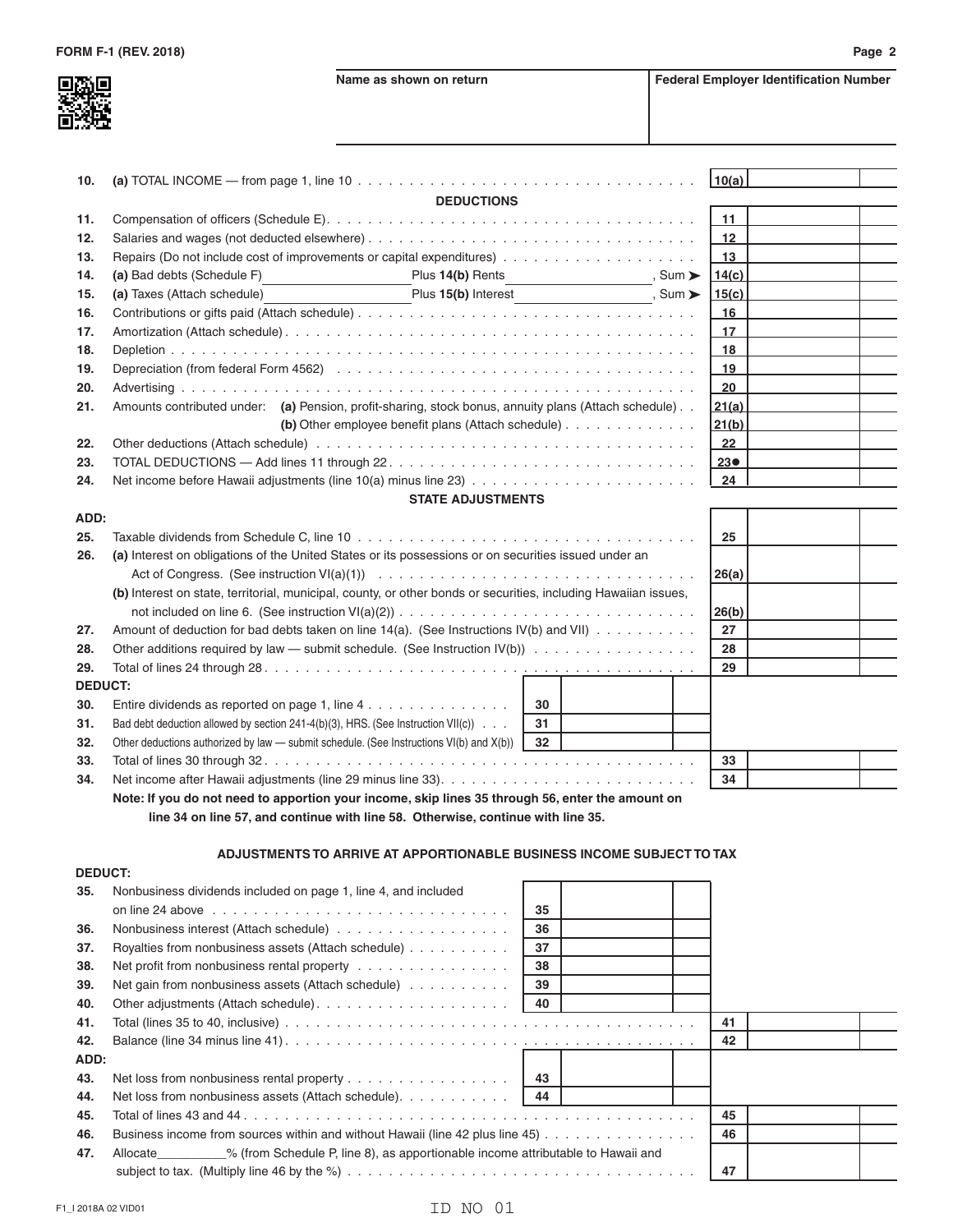FORM F-1 (REV. 2018)

| Name as shown on return | Federal Employer Identification Number |
|---|---|
| | |

| Line | Description | | Line No. | Amount |
|---|---|---|---|---|
| 10. | (a) TOTAL INCOME — from page 1, line 10 | | 10(a) | |
| | **DEDUCTIONS** | | | |
| 11. | Compensation of officers (Schedule E) | | 11 | |
| 12. | Salaries and wages (not deducted elsewhere) | | 12 | |
| 13. | Repairs (Do not include cost of improvements or capital expenditures) | | 13 | |
| 14. | (a) Bad debts (Schedule F) ________ Plus **14(b)** Rents ________, Sum ➤ | | 14(c) | |
| 15. | (a) Taxes (Attach schedule) ________ Plus **15(b)** Interest ________, Sum ➤ | | 15(c) | |
| 16. | Contributions or gifts paid (Attach schedule) | | 16 | |
| 17. | Amortization (Attach schedule) | | 17 | |
| 18. | Depletion | | 18 | |
| 19. | Depreciation (from federal Form 4562) | | 19 | |
| 20. | Advertising | | 20 | |
| 21. | Amounts contributed under: **(a)** Pension, profit-sharing, stock bonus, annuity plans (Attach schedule) | | 21(a) | |
| | **(b)** Other employee benefit plans (Attach schedule) | | 21(b) | |
| 22. | Other deductions (Attach schedule) | | 22 | |
| 23. | TOTAL DEDUCTIONS — Add lines 11 through 22 | | 23● | |
| 24. | Net income before Hawaii adjustments (line 10(a) minus line 23) | | 24 | |
| | **STATE ADJUSTMENTS** | | | |
| ADD: | | | | |
| 25. | Taxable dividends from Schedule C, line 10 | | 25 | |
| 26. | (a) Interest on obligations of the United States or its possessions or on securities issued under an Act of Congress. (See instruction VI(a)(1)) | | 26(a) | |
| | (b) Interest on state, territorial, municipal, county, or other bonds or securities, including Hawaiian issues, not included on line 6. (See instruction VI(a)(2)) | | 26(b) | |
| 27. | Amount of deduction for bad debts taken on line 14(a). (See Instructions IV(b) and VII) | | 27 | |
| 28. | Other additions required by law — submit schedule. (See Instruction IV(b)) | | 28 | |
| 29. | Total of lines 24 through 28 | | 29 | |
| DEDUCT: | | | | |
| 30. | Entire dividends as reported on page 1, line 4 | 30 | | |
| 31. | Bad debt deduction allowed by section 241-4(b)(3), HRS. (See Instruction VII(c)) | 31 | | |
| 32. | Other deductions authorized by law — submit schedule. (See Instructions VI(b) and X(b)) | 32 | | |
| 33. | Total of lines 30 through 32 | | 33 | |
| 34. | Net income after Hawaii adjustments (line 29 minus line 33) | | 34 | |

**Note: If you do not need to apportion your income, skip lines 35 through 56, enter the amount on line 34 on line 57, and continue with line 58. Otherwise, continue with line 35.**

## ADJUSTMENTS TO ARRIVE AT APPORTIONABLE BUSINESS INCOME SUBJECT TO TAX

| Line | Description | | Line No. | Amount |
|---|---|---|---|---|
| DEDUCT: | | | | |
| 35. | Nonbusiness dividends included on page 1, line 4, and included on line 24 above | 35 | | |
| 36. | Nonbusiness interest (Attach schedule) | 36 | | |
| 37. | Royalties from nonbusiness assets (Attach schedule) | 37 | | |
| 38. | Net profit from nonbusiness rental property | 38 | | |
| 39. | Net gain from nonbusiness assets (Attach schedule) | 39 | | |
| 40. | Other adjustments (Attach schedule) | 40 | | |
| 41. | Total (lines 35 to 40, inclusive) | | 41 | |
| 42. | Balance (line 34 minus line 41) | | 42 | |
| ADD: | | | | |
| 43. | Net loss from nonbusiness rental property | 43 | | |
| 44. | Net loss from nonbusiness assets (Attach schedule) | 44 | | |
| 45. | Total of lines 43 and 44 | | 45 | |
| 46. | Business income from sources within and without Hawaii (line 42 plus line 45) | | 46 | |
| 47. | Allocate__________% (from Schedule P, line 8), as apportionable income attributable to Hawaii and subject to tax. (Multiply line 46 by the %) | | 47 | |

F1_I 2018A 02 VID01

ID NO 01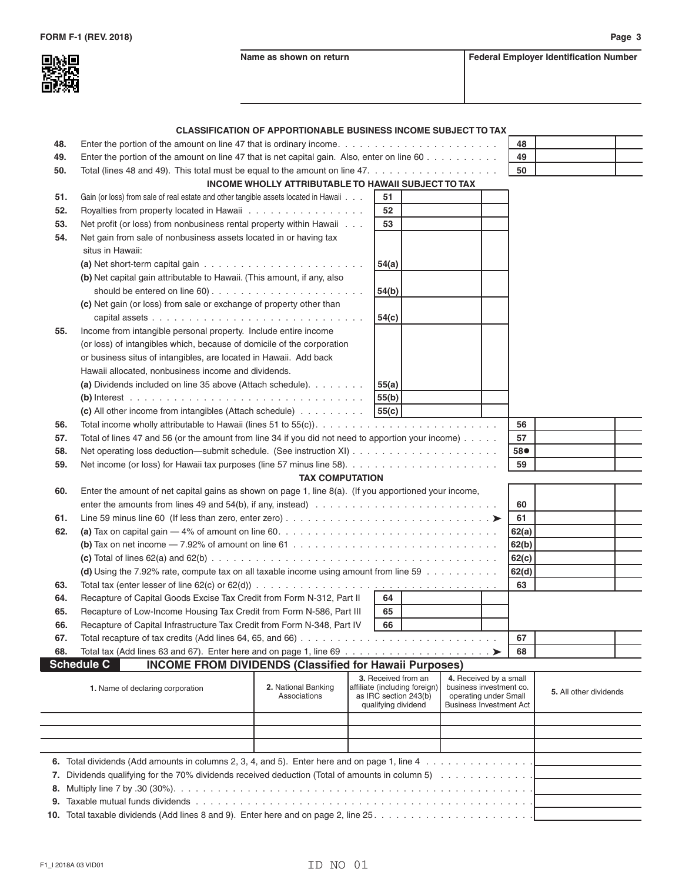FORM F-1 (REV. 2018)

| Name as shown on return | Federal Employer Identification Number |
|---|---|
| | |

### CLASSIFICATION OF APPORTIONABLE BUSINESS INCOME SUBJECT TO TAX

| | | | |
|---|---|---|---|
| 48. | Enter the portion of the amount on line 47 that is ordinary income | 48 | |
| 49. | Enter the portion of the amount on line 47 that is net capital gain. Also, enter on line 60 | 49 | |
| 50. | Total (lines 48 and 49). This total must be equal to the amount on line 47 | 50 | |

### INCOME WHOLLY ATTRIBUTABLE TO HAWAII SUBJECT TO TAX

| | | | | | |
|---|---|---|---|---|---|
| 51. | Gain (or loss) from sale of real estate and other tangible assets located in Hawaii | 51 | | | |
| 52. | Royalties from property located in Hawaii | 52 | | | |
| 53. | Net profit (or loss) from nonbusiness rental property within Hawaii | 53 | | | |
| 54. | Net gain from sale of nonbusiness assets located in or having tax situs in Hawaii: | | | | |
| | (a) Net short-term capital gain | 54(a) | | | |
| | (b) Net capital gain attributable to Hawaii. (This amount, if any, also should be entered on line 60) | 54(b) | | | |
| | (c) Net gain (or loss) from sale or exchange of property other than capital assets | 54(c) | | | |
| 55. | Income from intangible personal property. Include entire income (or loss) of intangibles which, because of domicile of the corporation or business situs of intangibles, are located in Hawaii. Add back Hawaii allocated, nonbusiness income and dividends. | | | | |
| | (a) Dividends included on line 35 above (Attach schedule) | 55(a) | | | |
| | (b) Interest | 55(b) | | | |
| | (c) All other income from intangibles (Attach schedule) | 55(c) | | | |
| 56. | Total income wholly attributable to Hawaii (lines 51 to 55(c)) | | | 56 | |
| 57. | Total of lines 47 and 56 (or the amount from line 34 if you did not need to apportion your income) | | | 57 | |
| 58. | Net operating loss deduction—submit schedule. (See instruction XI) | | | 58● | |
| 59. | Net income (or loss) for Hawaii tax purposes (line 57 minus line 58) | | | 59 | |

### TAX COMPUTATION

| | | | | | |
|---|---|---|---|---|---|
| 60. | Enter the amount of net capital gains as shown on page 1, line 8(a). (If you apportioned your income, enter the amounts from lines 49 and 54(b), if any, instead) | | | 60 | |
| 61. | Line 59 minus line 60 (If less than zero, enter zero) ➤ | | | 61 | |
| 62. | (a) Tax on capital gain — 4% of amount on line 60 | | | 62(a) | |
| | (b) Tax on net income — 7.92% of amount on line 61 | | | 62(b) | |
| | (c) Total of lines 62(a) and 62(b) | | | 62(c) | |
| | (d) Using the 7.92% rate, compute tax on all taxable income using amount from line 59 | | | 62(d) | |
| 63. | Total tax (enter lesser of line 62(c) or 62(d)) | | | 63 | |
| 64. | Recapture of Capital Goods Excise Tax Credit from Form N-312, Part II | 64 | | | |
| 65. | Recapture of Low-Income Housing Tax Credit from Form N-586, Part III | 65 | | | |
| 66. | Recapture of Capital Infrastructure Tax Credit from Form N-348, Part IV | 66 | | | |
| 67. | Total recapture of tax credits (Add lines 64, 65, and 66) | | | 67 | |
| 68. | Total tax (Add lines 63 and 67). Enter here and on page 1, line 69 ➤ | | | 68 | |

## Schedule C INCOME FROM DIVIDENDS (Classified for Hawaii Purposes)

| 1. Name of declaring corporation | 2. National Banking Associations | 3. Received from an affiliate (including foreign) as IRC section 243(b) qualifying dividend | 4. Received by a small business investment co. operating under Small Business Investment Act | 5. All other dividends |
|---|---|---|---|---|
| | | | | |
| | | | | |
| | | | | |

| | |
|---|---|
| 6. Total dividends (Add amounts in columns 2, 3, 4, and 5). Enter here and on page 1, line 4 | |
| 7. Dividends qualifying for the 70% dividends received deduction (Total of amounts in column 5) | |
| 8. Multiply line 7 by .30 (30%) | |
| 9. Taxable mutual funds dividends | |
| 10. Total taxable dividends (Add lines 8 and 9). Enter here and on page 2, line 25 | |

F1_I 2018A 03 VID01

ID NO 01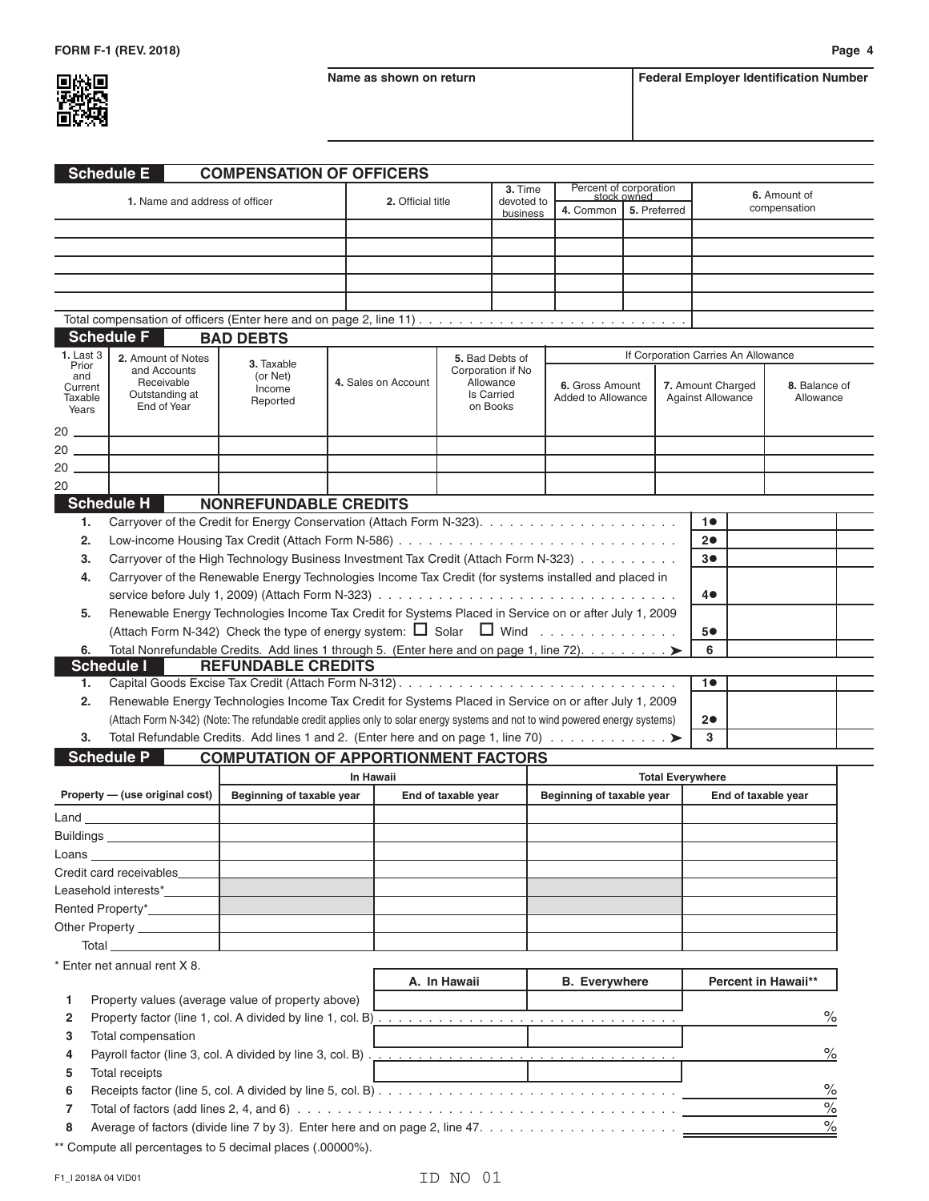FORM F-1 (REV. 2018)

| Name as shown on return | Federal Employer Identification Number |
|---|---|
| | |

## Schedule E COMPENSATION OF OFFICERS

| 1. Name and address of officer | 2. Official title | 3. Time devoted to business | Percent of corporation stock owned 4. Common | 5. Preferred | 6. Amount of compensation |
|---|---|---|---|---|---|
| | | | | | |
| | | | | | |
| | | | | | |
| | | | | | |
| | | | | | |
| Total compensation of officers (Enter here and on page 2, line 11) | | | | | |

## Schedule F BAD DEBTS

| 1. Last 3 Prior and Current Taxable Years | 2. Amount of Notes and Accounts Receivable Outstanding at End of Year | 3. Taxable (or Net) Income Reported | 4. Sales on Account | 5. Bad Debts of Corporation if No Allowance Is Carried on Books | If Corporation Carries An Allowance: 6. Gross Amount Added to Allowance | 7. Amount Charged Against Allowance | 8. Balance of Allowance |
|---|---|---|---|---|---|---|---|
| 20 | | | | | | | |
| 20 | | | | | | | |
| 20 | | | | | | | |
| 20 | | | | | | | |

## Schedule H NONREFUNDABLE CREDITS

| | | | |
|---|---|---|---|
| 1. | Carryover of the Credit for Energy Conservation (Attach Form N-323) | 1● | |
| 2. | Low-income Housing Tax Credit (Attach Form N-586) | 2● | |
| 3. | Carryover of the High Technology Business Investment Tax Credit (Attach Form N-323) | 3● | |
| 4. | Carryover of the Renewable Energy Technologies Income Tax Credit (for systems installed and placed in service before July 1, 2009) (Attach Form N-323) | 4● | |
| 5. | Renewable Energy Technologies Income Tax Credit for Systems Placed in Service on or after July 1, 2009 (Attach Form N-342) Check the type of energy system: ☐ Solar ☐ Wind | 5● | |
| 6. | Total Nonrefundable Credits. Add lines 1 through 5. (Enter here and on page 1, line 72) ➤ | 6 | |

## Schedule I REFUNDABLE CREDITS

| | | | |
|---|---|---|---|
| 1. | Capital Goods Excise Tax Credit (Attach Form N-312) | 1● | |
| 2. | Renewable Energy Technologies Income Tax Credit for Systems Placed in Service on or after July 1, 2009 (Attach Form N-342) (Note: The refundable credit applies only to solar energy systems and not to wind powered energy systems) | 2● | |
| 3. | Total Refundable Credits. Add lines 1 and 2. (Enter here and on page 1, line 70) ➤ | 3 | |

## Schedule P COMPUTATION OF APPORTIONMENT FACTORS

| Property — (use original cost) | In Hawaii: Beginning of taxable year | In Hawaii: End of taxable year | Total Everywhere: Beginning of taxable year | Total Everywhere: End of taxable year |
|---|---|---|---|---|
| Land | | | | |
| Buildings | | | | |
| Loans | | | | |
| Credit card receivables | | | | |
| Leasehold interests* | | | | |
| Rented Property* | | | | |
| Other Property | | | | |
| Total | | | | |

\* Enter net annual rent X 8.

| | | A. In Hawaii | B. Everywhere | Percent in Hawaii** |
|---|---|---|---|---|
| 1 | Property values (average value of property above) | | | |
| 2 | Property factor (line 1, col. A divided by line 1, col. B) | | | % |
| 3 | Total compensation | | | |
| 4 | Payroll factor (line 3, col. A divided by line 3, col. B) | | | % |
| 5 | Total receipts | | | |
| 6 | Receipts factor (line 5, col. A divided by line 5, col. B) | | | % |
| 7 | Total of factors (add lines 2, 4, and 6) | | | % |
| 8 | Average of factors (divide line 7 by 3). Enter here and on page 2, line 47. | | | % |

\*\* Compute all percentages to 5 decimal places (.00000%).

F1_I 2018A 04 VID01

ID NO 01